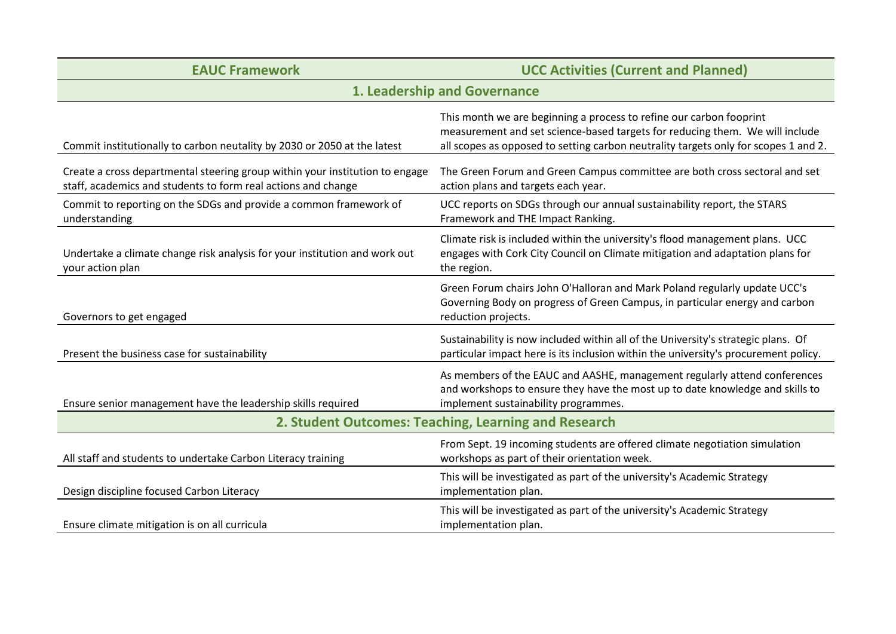| EAUC Framework | UCC Activities (Current and Planned) |
|---|---|
| **1. Leadership and Governance** | |
| Commit institutionally to carbon neutality by 2030 or 2050 at the latest | This month we are beginning a process to refine our carbon fooprint measurement and set science-based targets for reducing them. We will include all scopes as opposed to setting carbon neutrality targets only for scopes 1 and 2. |
| Create a cross departmental steering group within your institution to engage staff, academics and students to form real actions and change | The Green Forum and Green Campus committee are both cross sectoral and set action plans and targets each year. |
| Commit to reporting on the SDGs and provide a common framework of understanding | UCC reports on SDGs through our annual sustainability report, the STARS Framework and THE Impact Ranking. |
| Undertake a climate change risk analysis for your institution and work out your action plan | Climate risk is included within the university's flood management plans. UCC engages with Cork City Council on Climate mitigation and adaptation plans for the region. |
| Governors to get engaged | Green Forum chairs John O'Halloran and Mark Poland regularly update UCC's Governing Body on progress of Green Campus, in particular energy and carbon reduction projects. |
| Present the business case for sustainability | Sustainability is now included within all of the University's strategic plans. Of particular impact here is its inclusion within the university's procurement policy. |
| Ensure senior management have the leadership skills required | As members of the EAUC and AASHE, management regularly attend conferences and workshops to ensure they have the most up to date knowledge and skills to implement sustainability programmes. |
| **2. Student Outcomes: Teaching, Learning and Research** | |
| All staff and students to undertake Carbon Literacy training | From Sept. 19 incoming students are offered climate negotiation simulation workshops as part of their orientation week. |
| Design discipline focused Carbon Literacy | This will be investigated as part of the university's Academic Strategy implementation plan. |
| Ensure climate mitigation is on all curricula | This will be investigated as part of the university's Academic Strategy implementation plan. |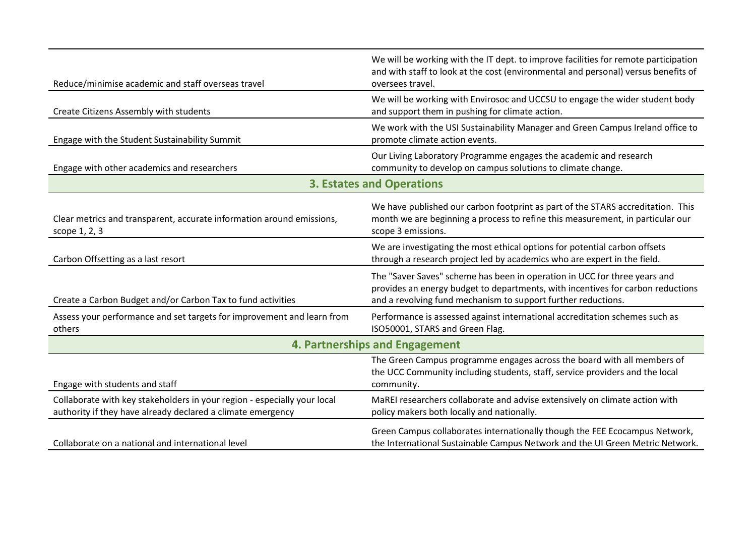| | |
|---|---|
| Reduce/minimise academic and staff overseas travel | We will be working with the IT dept. to improve facilities for remote participation and with staff to look at the cost (environmental and personal) versus benefits of oversees travel. |
| Create Citizens Assembly with students | We will be working with Envirosoc and UCCSU to engage the wider student body and support them in pushing for climate action. |
| Engage with the Student Sustainability Summit | We work with the USI Sustainability Manager and Green Campus Ireland office to promote climate action events. |
| Engage with other academics and researchers | Our Living Laboratory Programme engages the academic and research community to develop on campus solutions to climate change. |
| **3. Estates and Operations** | |
| Clear metrics and transparent, accurate information around emissions, scope 1, 2, 3 | We have published our carbon footprint as part of the STARS accreditation. This month we are beginning a process to refine this measurement, in particular our scope 3 emissions. |
| Carbon Offsetting as a last resort | We are investigating the most ethical options for potential carbon offsets through a research project led by academics who are expert in the field. |
| Create a Carbon Budget and/or Carbon Tax to fund activities | The "Saver Saves" scheme has been in operation in UCC for three years and provides an energy budget to departments, with incentives for carbon reductions and a revolving fund mechanism to support further reductions. |
| Assess your performance and set targets for improvement and learn from others | Performance is assessed against international accreditation schemes such as ISO50001, STARS and Green Flag. |
| **4. Partnerships and Engagement** | |
| Engage with students and staff | The Green Campus programme engages across the board with all members of the UCC Community including students, staff, service providers and the local community. |
| Collaborate with key stakeholders in your region - especially your local authority if they have already declared a climate emergency | MaREI researchers collaborate and advise extensively on climate action with policy makers both locally and nationally. |
| Collaborate on a national and international level | Green Campus collaborates internationally though the FEE Ecocampus Network, the International Sustainable Campus Network and the UI Green Metric Network. |